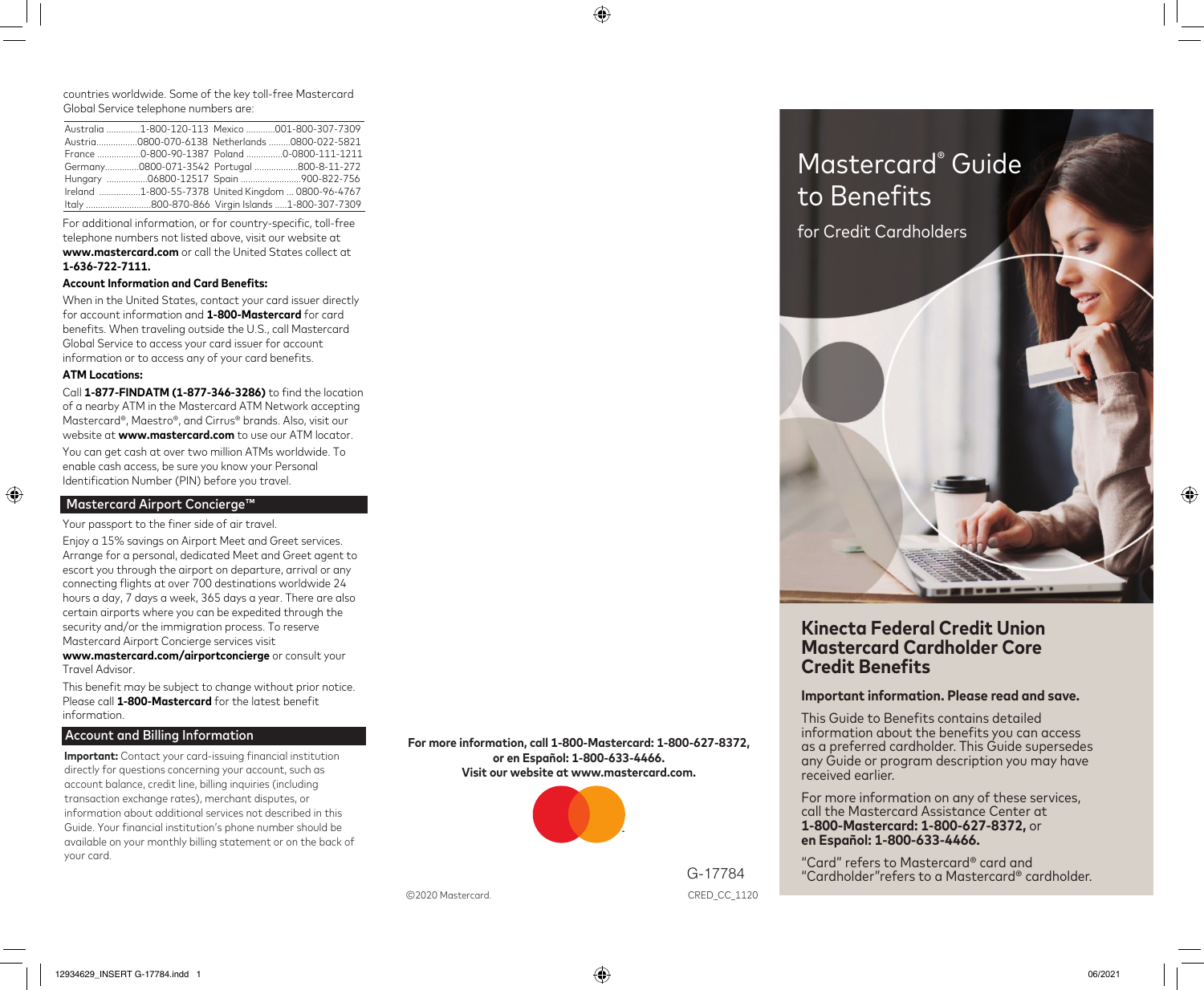countries worldwide. Some of the key toll-free Mastercard Global Service telephone numbers are:

| Country | Number | Country | Number |
|---|---|---|---|
| Australia | 1-800-120-113 | Mexico | 001-800-307-7309 |
| Austria | 0800-070-6138 | Netherlands | 0800-022-5821 |
| France | 0-800-90-1387 | Poland | 0-0800-111-1211 |
| Germany | 0800-071-3542 | Portugal | 800-8-11-272 |
| Hungary | 06800-12517 | Spain | 900-822-756 |
| Ireland | 1-800-55-7378 | United Kingdom | 0800-96-4767 |
| Italy | 800-870-866 | Virgin Islands | 1-800-307-7309 |

For additional information, or for country-specific, toll-free telephone numbers not listed above, visit our website at **www.mastercard.com** or call the United States collect at **1-636-722-7111.**

**Account Information and Card Benefits:**

When in the United States, contact your card issuer directly for account information and **1-800-Mastercard** for card benefits. When traveling outside the U.S., call Mastercard Global Service to access your card issuer for account information or to access any of your card benefits.

**ATM Locations:**

Call **1-877-FINDATM (1-877-346-3286)** to find the location of a nearby ATM in the Mastercard ATM Network accepting Mastercard®, Maestro®, and Cirrus® brands. Also, visit our website at **www.mastercard.com** to use our ATM locator.

You can get cash at over two million ATMs worldwide. To enable cash access, be sure you know your Personal Identification Number (PIN) before you travel.

## Mastercard Airport Concierge™

Your passport to the finer side of air travel.

Enjoy a 15% savings on Airport Meet and Greet services. Arrange for a personal, dedicated Meet and Greet agent to escort you through the airport on departure, arrival or any connecting flights at over 700 destinations worldwide 24 hours a day, 7 days a week, 365 days a year. There are also certain airports where you can be expedited through the security and/or the immigration process. To reserve Mastercard Airport Concierge services visit **www.mastercard.com/airportconcierge** or consult your Travel Advisor.

This benefit may be subject to change without prior notice. Please call **1-800-Mastercard** for the latest benefit information.

## Account and Billing Information

**Important:** Contact your card-issuing financial institution directly for questions concerning your account, such as account balance, credit line, billing inquiries (including transaction exchange rates), merchant disputes, or information about additional services not described in this Guide. Your financial institution's phone number should be available on your monthly billing statement or on the back of your card.

**For more information, call 1-800-Mastercard: 1-800-627-8372, or en Español: 1-800-633-4466.**
**Visit our website at www.mastercard.com.**

©2020 Mastercard.

G-17784

CRED_CC_1120

# Mastercard® Guide to Benefits

for Credit Cardholders

## Kinecta Federal Credit Union Mastercard Cardholder Core Credit Benefits

**Important information. Please read and save.**

This Guide to Benefits contains detailed information about the benefits you can access as a preferred cardholder. This Guide supersedes any Guide or program description you may have received earlier.

For more information on any of these services, call the Mastercard Assistance Center at **1-800-Mastercard: 1-800-627-8372,** or **en Español: 1-800-633-4466.**

"Card" refers to Mastercard® card and "Cardholder"refers to a Mastercard® cardholder.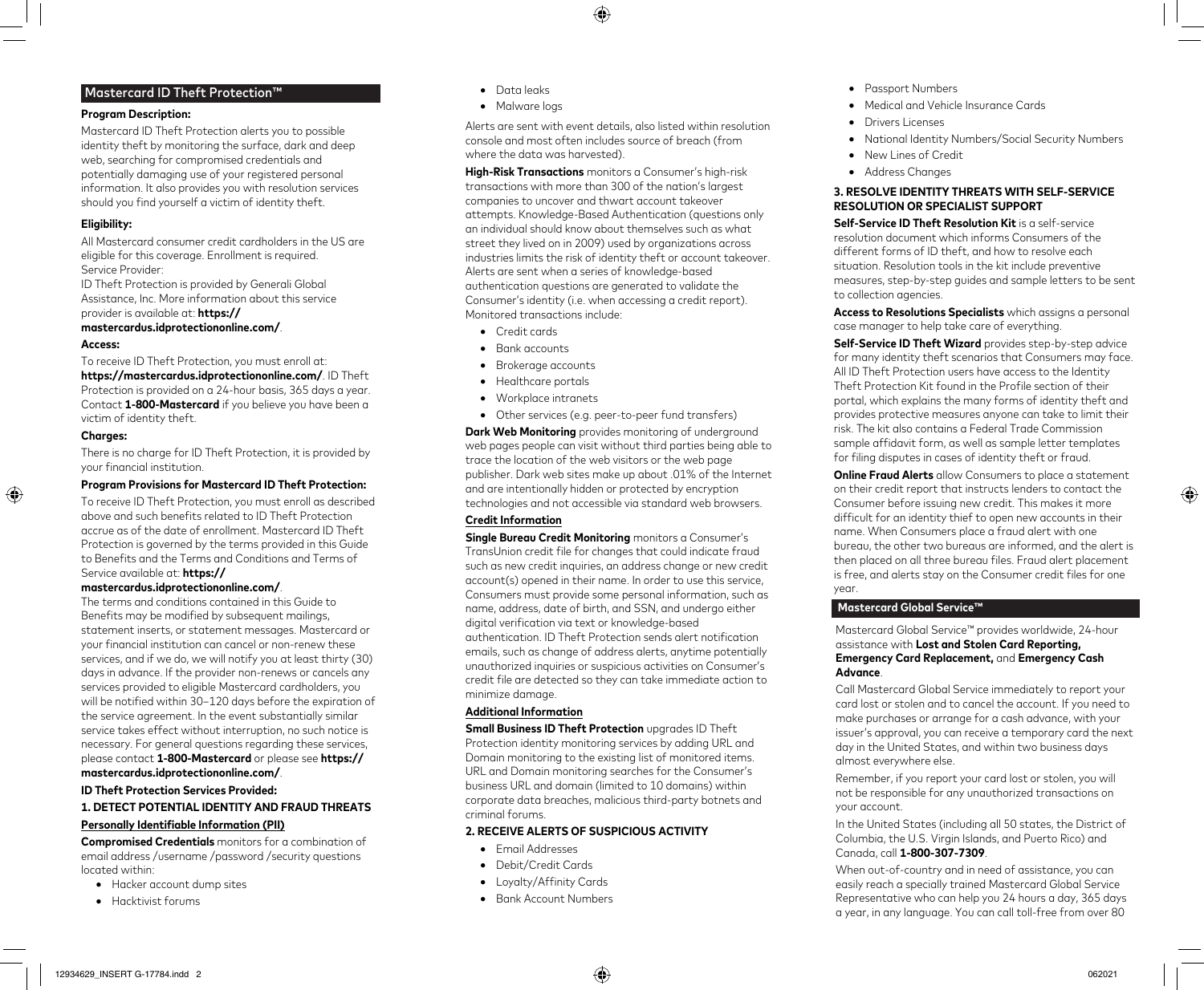## Mastercard ID Theft Protection™

**Program Description:**

Mastercard ID Theft Protection alerts you to possible identity theft by monitoring the surface, dark and deep web, searching for compromised credentials and potentially damaging use of your registered personal information. It also provides you with resolution services should you find yourself a victim of identity theft.

**Eligibility:**

All Mastercard consumer credit cardholders in the US are eligible for this coverage. Enrollment is required.
Service Provider:
ID Theft Protection is provided by Generali Global Assistance, Inc. More information about this service provider is available at: **https://mastercardus.idprotectiononline.com/**.

**Access:**

To receive ID Theft Protection, you must enroll at: **https://mastercardus.idprotectiononline.com/**. ID Theft Protection is provided on a 24-hour basis, 365 days a year. Contact **1-800-Mastercard** if you believe you have been a victim of identity theft.

**Charges:**

There is no charge for ID Theft Protection, it is provided by your financial institution.

**Program Provisions for Mastercard ID Theft Protection:**

To receive ID Theft Protection, you must enroll as described above and such benefits related to ID Theft Protection accrue as of the date of enrollment. Mastercard ID Theft Protection is governed by the terms provided in this Guide to Benefits and the Terms and Conditions and Terms of Service available at: **https://mastercardus.idprotectiononline.com/**.
The terms and conditions contained in this Guide to Benefits may be modified by subsequent mailings, statement inserts, or statement messages. Mastercard or your financial institution can cancel or non-renew these services, and if we do, we will notify you at least thirty (30) days in advance. If the provider non-renews or cancels any services provided to eligible Mastercard cardholders, you will be notified within 30–120 days before the expiration of the service agreement. In the event substantially similar service takes effect without interruption, no such notice is necessary. For general questions regarding these services, please contact **1-800-Mastercard** or please see **https://mastercardus.idprotectiononline.com/**.

**ID Theft Protection Services Provided:**

**1. DETECT POTENTIAL IDENTITY AND FRAUD THREATS**

**Personally Identifiable Information (PII)**

**Compromised Credentials** monitors for a combination of email address /username /password /security questions located within:

- Hacker account dump sites
- Hacktivist forums
- Data leaks
- Malware logs

Alerts are sent with event details, also listed within resolution console and most often includes source of breach (from where the data was harvested).

**High-Risk Transactions** monitors a Consumer's high-risk transactions with more than 300 of the nation's largest companies to uncover and thwart account takeover attempts. Knowledge-Based Authentication (questions only an individual should know about themselves such as what street they lived on in 2009) used by organizations across industries limits the risk of identity theft or account takeover. Alerts are sent when a series of knowledge-based authentication questions are generated to validate the Consumer's identity (i.e. when accessing a credit report). Monitored transactions include:

- Credit cards
- Bank accounts
- Brokerage accounts
- Healthcare portals
- Workplace intranets
- Other services (e.g. peer-to-peer fund transfers)

**Dark Web Monitoring** provides monitoring of underground web pages people can visit without third parties being able to trace the location of the web visitors or the web page publisher. Dark web sites make up about .01% of the Internet and are intentionally hidden or protected by encryption technologies and not accessible via standard web browsers.

**Credit Information**

**Single Bureau Credit Monitoring** monitors a Consumer's TransUnion credit file for changes that could indicate fraud such as new credit inquiries, an address change or new credit account(s) opened in their name. In order to use this service, Consumers must provide some personal information, such as name, address, date of birth, and SSN, and undergo either digital verification via text or knowledge-based authentication. ID Theft Protection sends alert notification emails, such as change of address alerts, anytime potentially unauthorized inquiries or suspicious activities on Consumer's credit file are detected so they can take immediate action to minimize damage.

**Additional Information**

**Small Business ID Theft Protection** upgrades ID Theft Protection identity monitoring services by adding URL and Domain monitoring to the existing list of monitored items. URL and Domain monitoring searches for the Consumer's business URL and domain (limited to 10 domains) within corporate data breaches, malicious third-party botnets and criminal forums.

**2. RECEIVE ALERTS OF SUSPICIOUS ACTIVITY**

- Email Addresses
- Debit/Credit Cards
- Loyalty/Affinity Cards
- Bank Account Numbers
- Passport Numbers
- Medical and Vehicle Insurance Cards
- Drivers Licenses
- National Identity Numbers/Social Security Numbers
- New Lines of Credit
- Address Changes

**3. RESOLVE IDENTITY THREATS WITH SELF-SERVICE RESOLUTION OR SPECIALIST SUPPORT**

**Self-Service ID Theft Resolution Kit** is a self-service resolution document which informs Consumers of the different forms of ID theft, and how to resolve each situation. Resolution tools in the kit include preventive measures, step-by-step guides and sample letters to be sent to collection agencies.

**Access to Resolutions Specialists** which assigns a personal case manager to help take care of everything.

**Self-Service ID Theft Wizard** provides step-by-step advice for many identity theft scenarios that Consumers may face. All ID Theft Protection users have access to the Identity Theft Protection Kit found in the Profile section of their portal, which explains the many forms of identity theft and provides protective measures anyone can take to limit their risk. The kit also contains a Federal Trade Commission sample affidavit form, as well as sample letter templates for filing disputes in cases of identity theft or fraud.

**Online Fraud Alerts** allow Consumers to place a statement on their credit report that instructs lenders to contact the Consumer before issuing new credit. This makes it more difficult for an identity thief to open new accounts in their name. When Consumers place a fraud alert with one bureau, the other two bureaus are informed, and the alert is then placed on all three bureau files. Fraud alert placement is free, and alerts stay on the Consumer credit files for one year.

## Mastercard Global Service™

Mastercard Global Service™ provides worldwide, 24-hour assistance with **Lost and Stolen Card Reporting, Emergency Card Replacement,** and **Emergency Cash Advance**.

Call Mastercard Global Service immediately to report your card lost or stolen and to cancel the account. If you need to make purchases or arrange for a cash advance, with your issuer's approval, you can receive a temporary card the next day in the United States, and within two business days almost everywhere else.

Remember, if you report your card lost or stolen, you will not be responsible for any unauthorized transactions on your account.

In the United States (including all 50 states, the District of Columbia, the U.S. Virgin Islands, and Puerto Rico) and Canada, call **1-800-307-7309**.

When out-of-country and in need of assistance, you can easily reach a specially trained Mastercard Global Service Representative who can help you 24 hours a day, 365 days a year, in any language. You can call toll-free from over 80